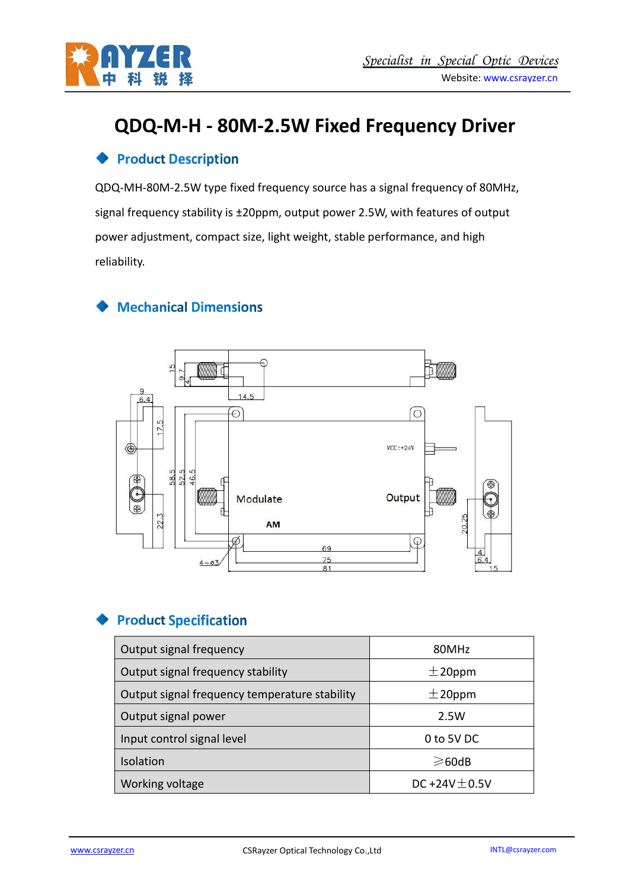# QDQ-M-H - 80M-2.5W Fixed Frequency Driver

## Product Description

QDQ-MH-80M-2.5W type fixed frequency source has a signal frequency of 80MHz, signal frequency stability is ±20ppm, output power 2.5W, with features of output power adjustment, compact size, light weight, stable performance, and high reliability.

## Mechanical Dimensions

## Product Specification

| Output signal frequency | 80MHz |
|---|---|
| Output signal frequency stability | ±20ppm |
| Output signal frequency temperature stability | ±20ppm |
| Output signal power | 2.5W |
| Input control signal level | 0 to 5V DC |
| Isolation | ≥60dB |
| Working voltage | DC +24V±0.5V |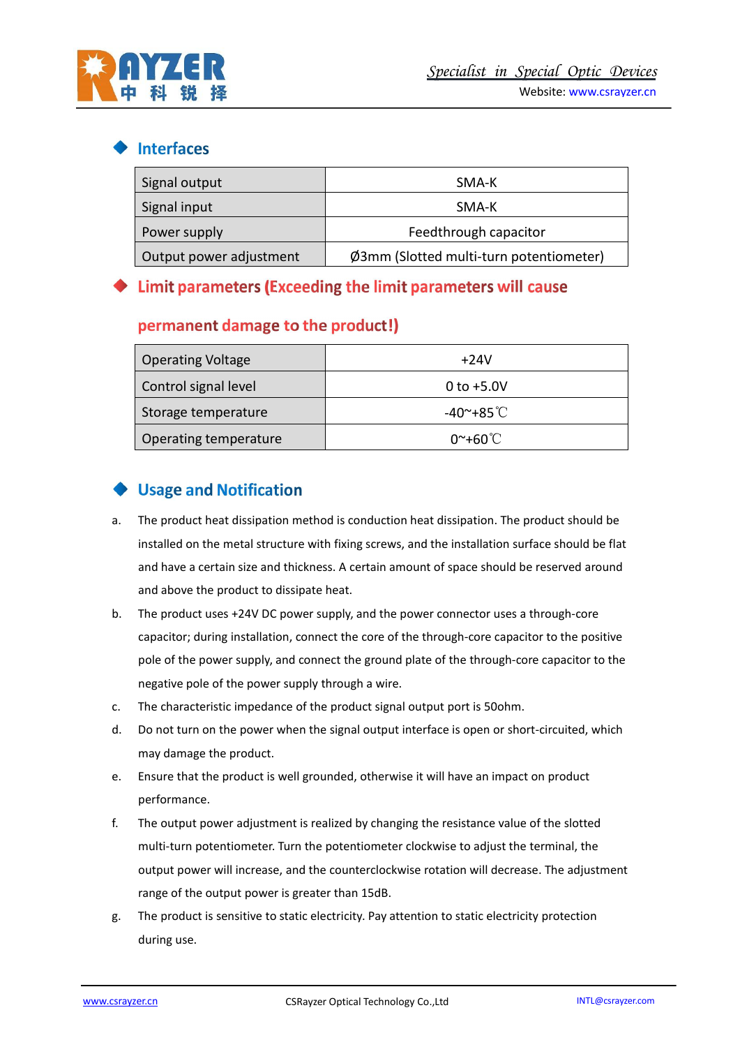## Interfaces

| | |
|---|---|
| Signal output | SMA-K |
| Signal input | SMA-K |
| Power supply | Feedthrough capacitor |
| Output power adjustment | Ø3mm (Slotted multi-turn potentiometer) |

## Limit parameters (Exceeding the limit parameters will cause permanent damage to the product!)

| | |
|---|---|
| Operating Voltage | +24V |
| Control signal level | 0 to +5.0V |
| Storage temperature | -40~+85℃ |
| Operating temperature | 0~+60℃ |

## Usage and Notification

a. The product heat dissipation method is conduction heat dissipation. The product should be installed on the metal structure with fixing screws, and the installation surface should be flat and have a certain size and thickness. A certain amount of space should be reserved around and above the product to dissipate heat.

b. The product uses +24V DC power supply, and the power connector uses a through-core capacitor; during installation, connect the core of the through-core capacitor to the positive pole of the power supply, and connect the ground plate of the through-core capacitor to the negative pole of the power supply through a wire.

c. The characteristic impedance of the product signal output port is 50ohm.

d. Do not turn on the power when the signal output interface is open or short-circuited, which may damage the product.

e. Ensure that the product is well grounded, otherwise it will have an impact on product performance.

f. The output power adjustment is realized by changing the resistance value of the slotted multi-turn potentiometer. Turn the potentiometer clockwise to adjust the terminal, the output power will increase, and the counterclockwise rotation will decrease. The adjustment range of the output power is greater than 15dB.

g. The product is sensitive to static electricity. Pay attention to static electricity protection during use.